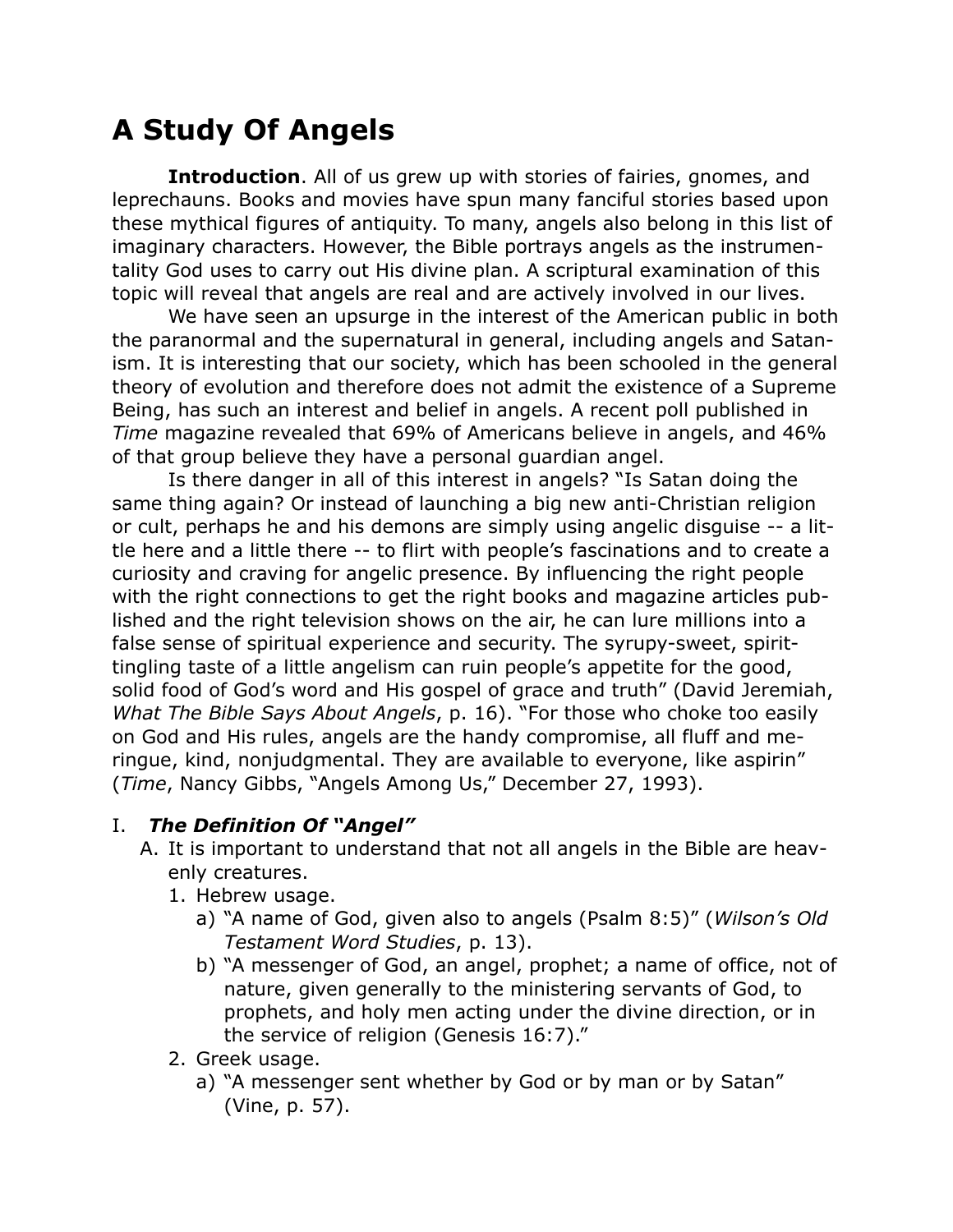# A Study Of Angels

**Introduction**. All of us grew up with stories of fairies, gnomes, and leprechauns. Books and movies have spun many fanciful stories based upon these mythical figures of antiquity. To many, angels also belong in this list of imaginary characters. However, the Bible portrays angels as the instrumentality God uses to carry out His divine plan. A scriptural examination of this topic will reveal that angels are real and are actively involved in our lives.

We have seen an upsurge in the interest of the American public in both the paranormal and the supernatural in general, including angels and Satanism. It is interesting that our society, which has been schooled in the general theory of evolution and therefore does not admit the existence of a Supreme Being, has such an interest and belief in angels. A recent poll published in *Time* magazine revealed that 69% of Americans believe in angels, and 46% of that group believe they have a personal guardian angel.

Is there danger in all of this interest in angels? "Is Satan doing the same thing again? Or instead of launching a big new anti-Christian religion or cult, perhaps he and his demons are simply using angelic disguise -- a little here and a little there -- to flirt with people's fascinations and to create a curiosity and craving for angelic presence. By influencing the right people with the right connections to get the right books and magazine articles published and the right television shows on the air, he can lure millions into a false sense of spiritual experience and security. The syrupy-sweet, spirit-tingling taste of a little angelism can ruin people's appetite for the good, solid food of God's word and His gospel of grace and truth" (David Jeremiah, *What The Bible Says About Angels*, p. 16). "For those who choke too easily on God and His rules, angels are the handy compromise, all fluff and meringue, kind, nonjudgmental. They are available to everyone, like aspirin" (*Time*, Nancy Gibbs, "Angels Among Us," December 27, 1993).

## I. *The Definition Of "Angel"*

- A. It is important to understand that not all angels in the Bible are heavenly creatures.
  1. Hebrew usage.
     - a) "A name of God, given also to angels (Psalm 8:5)" (*Wilson's Old Testament Word Studies*, p. 13).
     - b) "A messenger of God, an angel, prophet; a name of office, not of nature, given generally to the ministering servants of God, to prophets, and holy men acting under the divine direction, or in the service of religion (Genesis 16:7)."
  2. Greek usage.
     - a) "A messenger sent whether by God or by man or by Satan" (Vine, p. 57).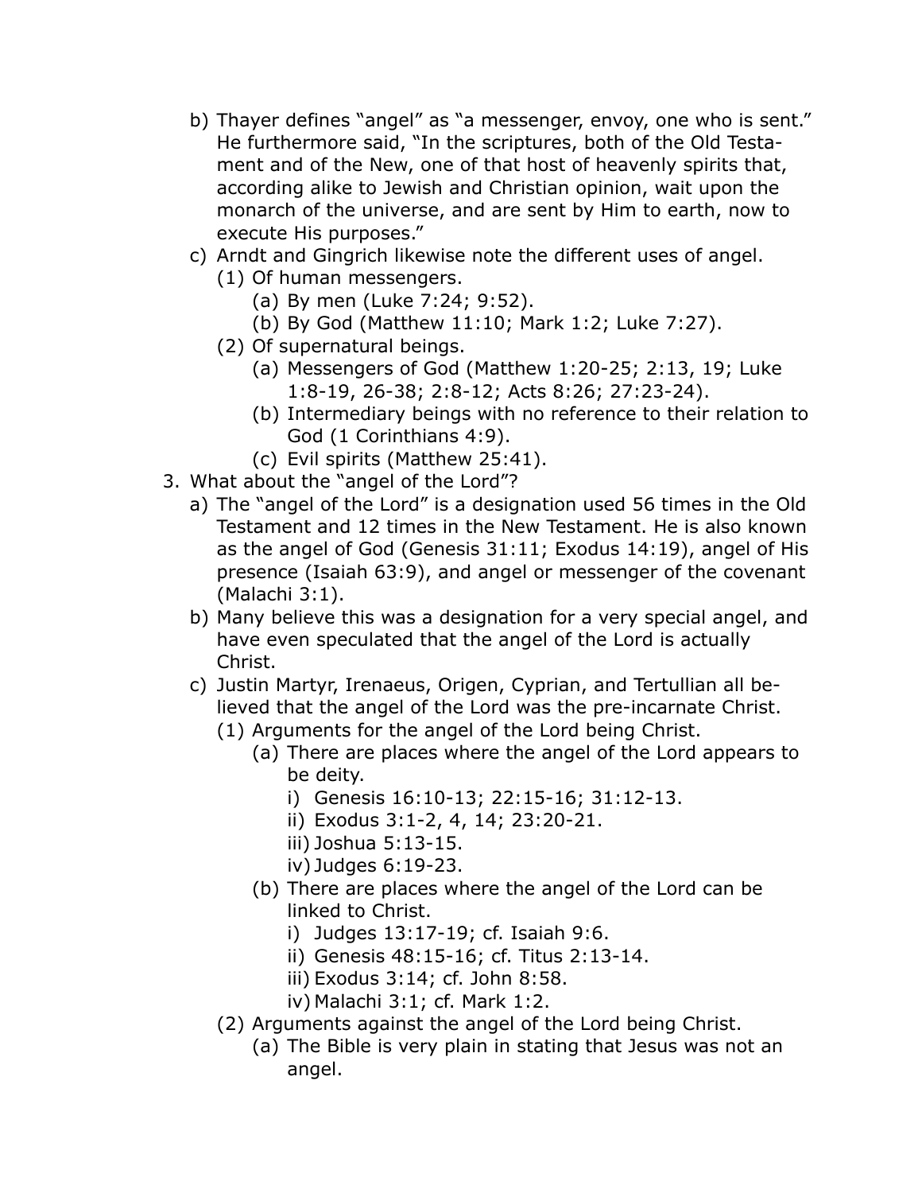b) Thayer defines "angel" as "a messenger, envoy, one who is sent." He furthermore said, "In the scriptures, both of the Old Testament and of the New, one of that host of heavenly spirits that, according alike to Jewish and Christian opinion, wait upon the monarch of the universe, and are sent by Him to earth, now to execute His purposes."

c) Arndt and Gingrich likewise note the different uses of angel.

  (1) Of human messengers.

    (a) By men (Luke 7:24; 9:52).

    (b) By God (Matthew 11:10; Mark 1:2; Luke 7:27).

  (2) Of supernatural beings.

    (a) Messengers of God (Matthew 1:20-25; 2:13, 19; Luke 1:8-19, 26-38; 2:8-12; Acts 8:26; 27:23-24).

    (b) Intermediary beings with no reference to their relation to God (1 Corinthians 4:9).

    (c) Evil spirits (Matthew 25:41).

3. What about the "angel of the Lord"?

a) The "angel of the Lord" is a designation used 56 times in the Old Testament and 12 times in the New Testament. He is also known as the angel of God (Genesis 31:11; Exodus 14:19), angel of His presence (Isaiah 63:9), and angel or messenger of the covenant (Malachi 3:1).

b) Many believe this was a designation for a very special angel, and have even speculated that the angel of the Lord is actually Christ.

c) Justin Martyr, Irenaeus, Origen, Cyprian, and Tertullian all believed that the angel of the Lord was the pre-incarnate Christ.

  (1) Arguments for the angel of the Lord being Christ.

    (a) There are places where the angel of the Lord appears to be deity.

      i) Genesis 16:10-13; 22:15-16; 31:12-13.

      ii) Exodus 3:1-2, 4, 14; 23:20-21.

      iii) Joshua 5:13-15.

      iv) Judges 6:19-23.

    (b) There are places where the angel of the Lord can be linked to Christ.

      i) Judges 13:17-19; cf. Isaiah 9:6.

      ii) Genesis 48:15-16; cf. Titus 2:13-14.

      iii) Exodus 3:14; cf. John 8:58.

      iv) Malachi 3:1; cf. Mark 1:2.

  (2) Arguments against the angel of the Lord being Christ.

    (a) The Bible is very plain in stating that Jesus was not an angel.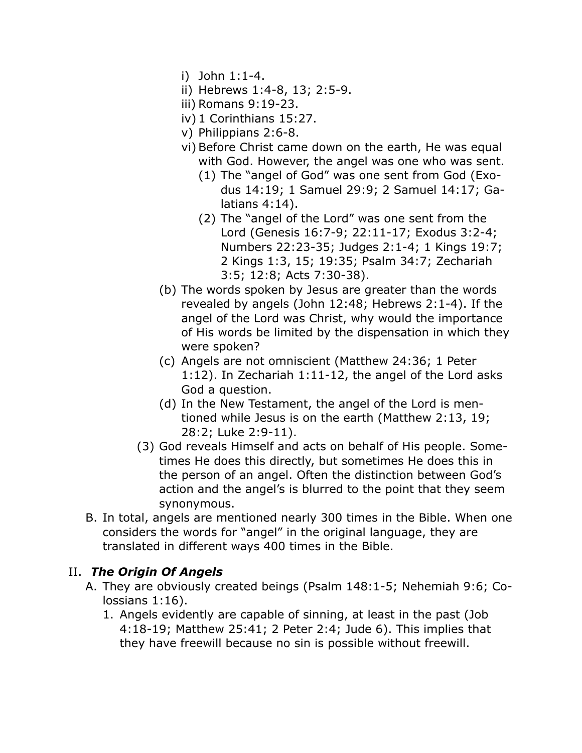- i) John 1:1-4.
- ii) Hebrews 1:4-8, 13; 2:5-9.
- iii) Romans 9:19-23.
- iv) 1 Corinthians 15:27.
- v) Philippians 2:6-8.
- vi) Before Christ came down on the earth, He was equal with God. However, the angel was one who was sent.
  - (1) The "angel of God" was one sent from God (Exodus 14:19; 1 Samuel 29:9; 2 Samuel 14:17; Galatians 4:14).
  - (2) The "angel of the Lord" was one sent from the Lord (Genesis 16:7-9; 22:11-17; Exodus 3:2-4; Numbers 22:23-35; Judges 2:1-4; 1 Kings 19:7; 2 Kings 1:3, 15; 19:35; Psalm 34:7; Zechariah 3:5; 12:8; Acts 7:30-38).

- (b) The words spoken by Jesus are greater than the words revealed by angels (John 12:48; Hebrews 2:1-4). If the angel of the Lord was Christ, why would the importance of His words be limited by the dispensation in which they were spoken?
- (c) Angels are not omniscient (Matthew 24:36; 1 Peter 1:12). In Zechariah 1:11-12, the angel of the Lord asks God a question.
- (d) In the New Testament, the angel of the Lord is mentioned while Jesus is on the earth (Matthew 2:13, 19; 28:2; Luke 2:9-11).

(3) God reveals Himself and acts on behalf of His people. Sometimes He does this directly, but sometimes He does this in the person of an angel. Often the distinction between God's action and the angel's is blurred to the point that they seem synonymous.

B. In total, angels are mentioned nearly 300 times in the Bible. When one considers the words for "angel" in the original language, they are translated in different ways 400 times in the Bible.

## II. *The Origin Of Angels*

A. They are obviously created beings (Psalm 148:1-5; Nehemiah 9:6; Colossians 1:16).

1. Angels evidently are capable of sinning, at least in the past (Job 4:18-19; Matthew 25:41; 2 Peter 2:4; Jude 6). This implies that they have freewill because no sin is possible without freewill.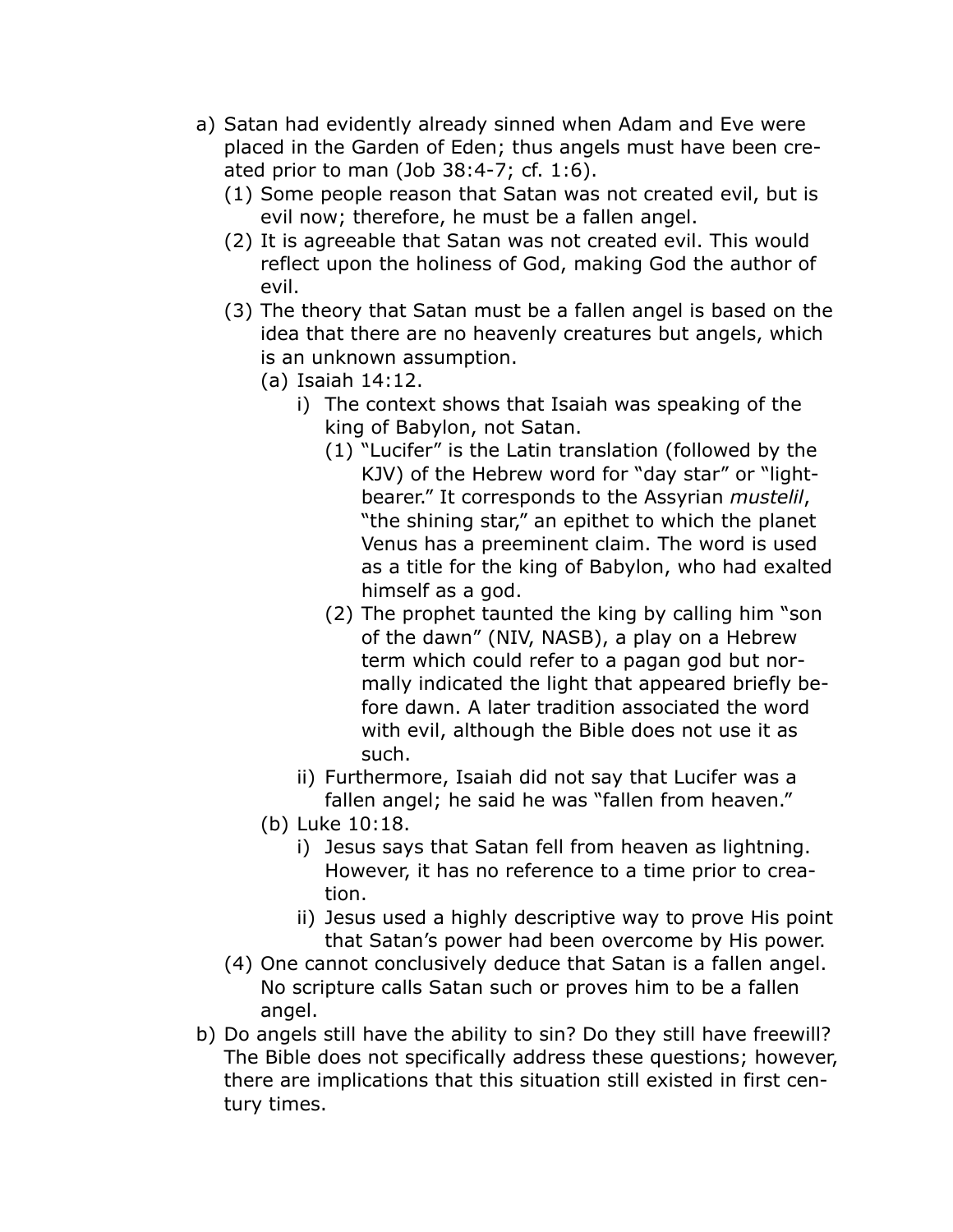a) Satan had evidently already sinned when Adam and Eve were placed in the Garden of Eden; thus angels must have been created prior to man (Job 38:4-7; cf. 1:6).
    (1) Some people reason that Satan was not created evil, but is evil now; therefore, he must be a fallen angel.
    (2) It is agreeable that Satan was not created evil. This would reflect upon the holiness of God, making God the author of evil.
    (3) The theory that Satan must be a fallen angel is based on the idea that there are no heavenly creatures but angels, which is an unknown assumption.
        (a) Isaiah 14:12.
            i) The context shows that Isaiah was speaking of the king of Babylon, not Satan.
                (1) "Lucifer" is the Latin translation (followed by the KJV) of the Hebrew word for "day star" or "light-bearer." It corresponds to the Assyrian *mustelil*, "the shining star," an epithet to which the planet Venus has a preeminent claim. The word is used as a title for the king of Babylon, who had exalted himself as a god.
                (2) The prophet taunted the king by calling him "son of the dawn" (NIV, NASB), a play on a Hebrew term which could refer to a pagan god but normally indicated the light that appeared briefly before dawn. A later tradition associated the word with evil, although the Bible does not use it as such.
            ii) Furthermore, Isaiah did not say that Lucifer was a fallen angel; he said he was "fallen from heaven."
        (b) Luke 10:18.
            i) Jesus says that Satan fell from heaven as lightning. However, it has no reference to a time prior to creation.
            ii) Jesus used a highly descriptive way to prove His point that Satan's power had been overcome by His power.
    (4) One cannot conclusively deduce that Satan is a fallen angel. No scripture calls Satan such or proves him to be a fallen angel.

b) Do angels still have the ability to sin? Do they still have freewill? The Bible does not specifically address these questions; however, there are implications that this situation still existed in first century times.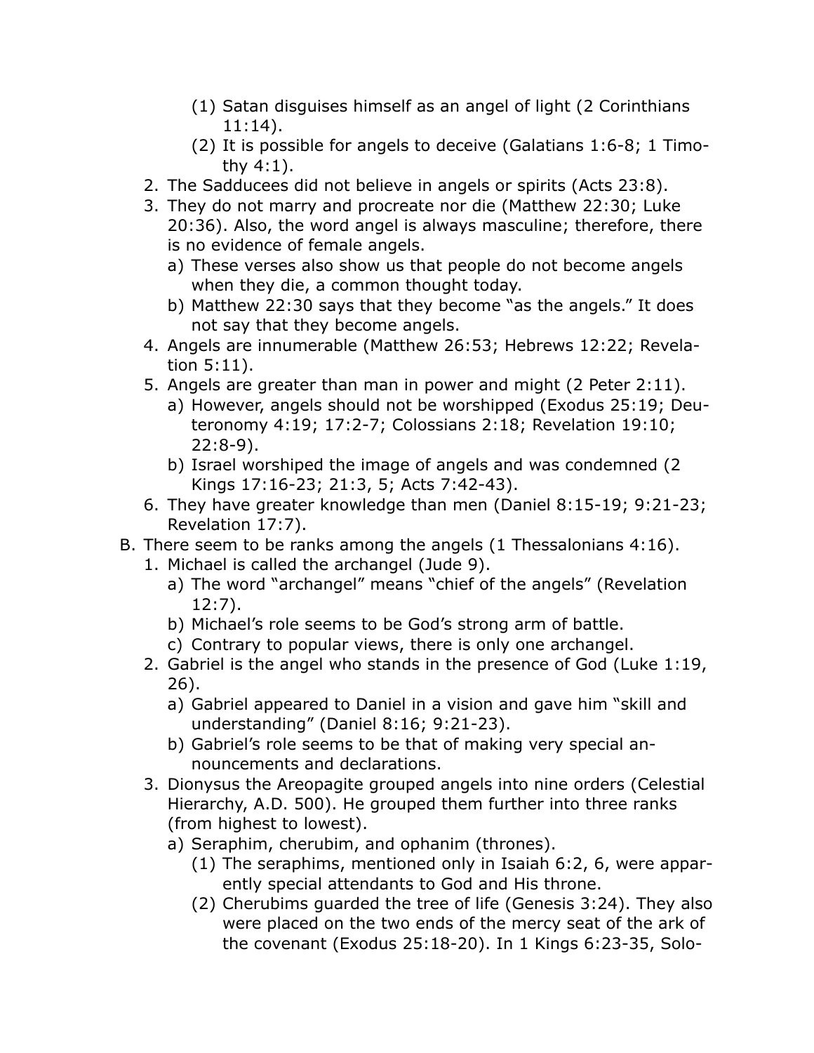(1) Satan disguises himself as an angel of light (2 Corinthians 11:14).
    (2) It is possible for angels to deceive (Galatians 1:6-8; 1 Timothy 4:1).
2. The Sadducees did not believe in angels or spirits (Acts 23:8).
3. They do not marry and procreate nor die (Matthew 22:30; Luke 20:36). Also, the word angel is always masculine; therefore, there is no evidence of female angels.
    a) These verses also show us that people do not become angels when they die, a common thought today.
    b) Matthew 22:30 says that they become "as the angels." It does not say that they become angels.
4. Angels are innumerable (Matthew 26:53; Hebrews 12:22; Revelation 5:11).
5. Angels are greater than man in power and might (2 Peter 2:11).
    a) However, angels should not be worshipped (Exodus 25:19; Deuteronomy 4:19; 17:2-7; Colossians 2:18; Revelation 19:10; 22:8-9).
    b) Israel worshiped the image of angels and was condemned (2 Kings 17:16-23; 21:3, 5; Acts 7:42-43).
6. They have greater knowledge than men (Daniel 8:15-19; 9:21-23; Revelation 17:7).

B. There seem to be ranks among the angels (1 Thessalonians 4:16).
1. Michael is called the archangel (Jude 9).
    a) The word "archangel" means "chief of the angels" (Revelation 12:7).
    b) Michael's role seems to be God's strong arm of battle.
    c) Contrary to popular views, there is only one archangel.
2. Gabriel is the angel who stands in the presence of God (Luke 1:19, 26).
    a) Gabriel appeared to Daniel in a vision and gave him "skill and understanding" (Daniel 8:16; 9:21-23).
    b) Gabriel's role seems to be that of making very special announcements and declarations.
3. Dionysus the Areopagite grouped angels into nine orders (Celestial Hierarchy, A.D. 500). He grouped them further into three ranks (from highest to lowest).
    a) Seraphim, cherubim, and ophanim (thrones).
        (1) The seraphims, mentioned only in Isaiah 6:2, 6, were apparently special attendants to God and His throne.
        (2) Cherubims guarded the tree of life (Genesis 3:24). They also were placed on the two ends of the mercy seat of the ark of the covenant (Exodus 25:18-20). In 1 Kings 6:23-35, Solo-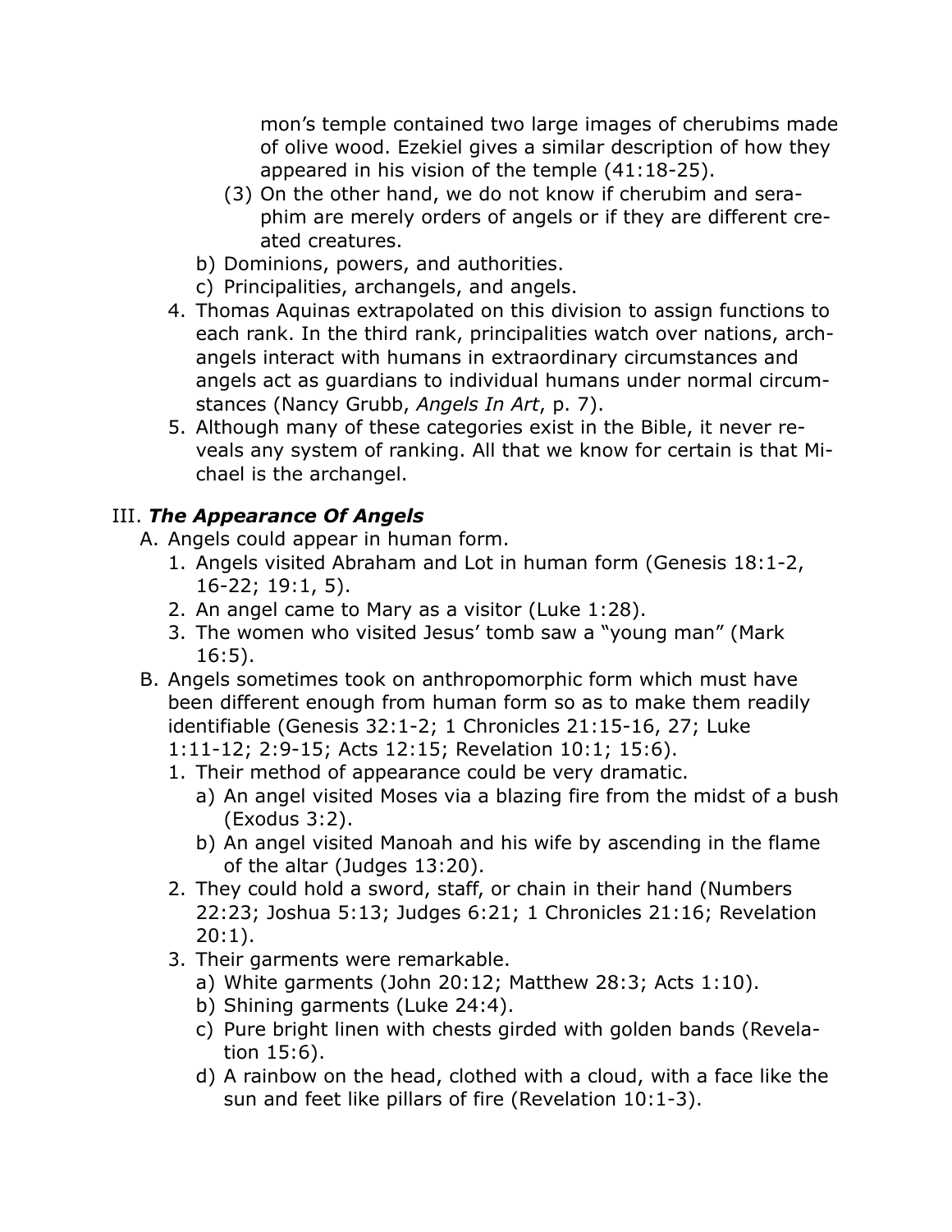mon's temple contained two large images of cherubims made of olive wood. Ezekiel gives a similar description of how they appeared in his vision of the temple (41:18-25).

(3) On the other hand, we do not know if cherubim and seraphim are merely orders of angels or if they are different created creatures.

b) Dominions, powers, and authorities.

c) Principalities, archangels, and angels.

4. Thomas Aquinas extrapolated on this division to assign functions to each rank. In the third rank, principalities watch over nations, archangels interact with humans in extraordinary circumstances and angels act as guardians to individual humans under normal circumstances (Nancy Grubb, *Angels In Art*, p. 7).

5. Although many of these categories exist in the Bible, it never reveals any system of ranking. All that we know for certain is that Michael is the archangel.

## III. ***The Appearance Of Angels***

A. Angels could appear in human form.

1. Angels visited Abraham and Lot in human form (Genesis 18:1-2, 16-22; 19:1, 5).
2. An angel came to Mary as a visitor (Luke 1:28).
3. The women who visited Jesus' tomb saw a "young man" (Mark 16:5).

B. Angels sometimes took on anthropomorphic form which must have been different enough from human form so as to make them readily identifiable (Genesis 32:1-2; 1 Chronicles 21:15-16, 27; Luke 1:11-12; 2:9-15; Acts 12:15; Revelation 10:1; 15:6).

1. Their method of appearance could be very dramatic.
   a) An angel visited Moses via a blazing fire from the midst of a bush (Exodus 3:2).
   b) An angel visited Manoah and his wife by ascending in the flame of the altar (Judges 13:20).
2. They could hold a sword, staff, or chain in their hand (Numbers 22:23; Joshua 5:13; Judges 6:21; 1 Chronicles 21:16; Revelation 20:1).
3. Their garments were remarkable.
   a) White garments (John 20:12; Matthew 28:3; Acts 1:10).
   b) Shining garments (Luke 24:4).
   c) Pure bright linen with chests girded with golden bands (Revelation 15:6).
   d) A rainbow on the head, clothed with a cloud, with a face like the sun and feet like pillars of fire (Revelation 10:1-3).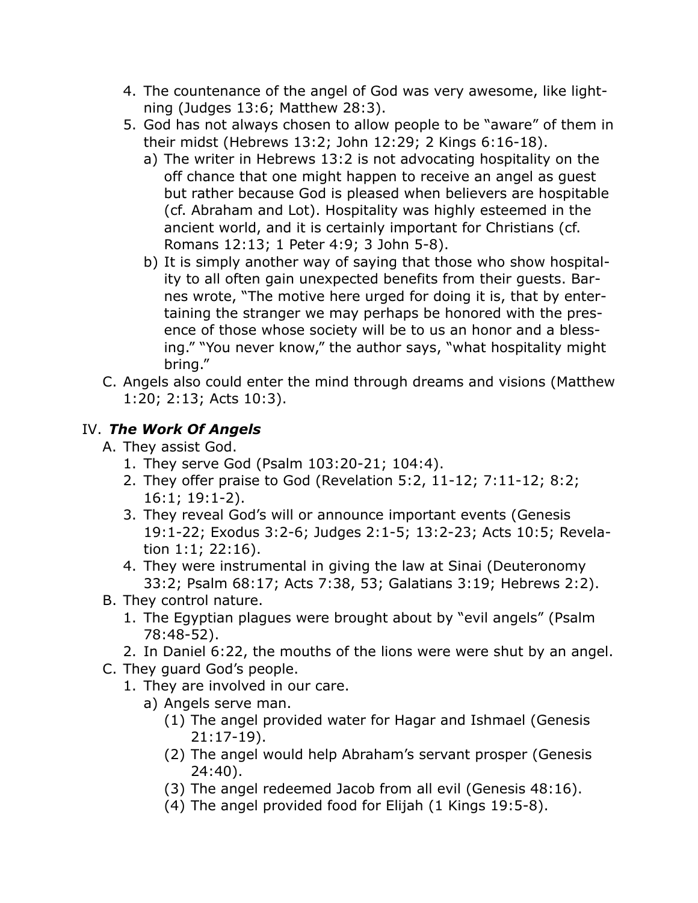4. The countenance of the angel of God was very awesome, like lightning (Judges 13:6; Matthew 28:3).
5. God has not always chosen to allow people to be "aware" of them in their midst (Hebrews 13:2; John 12:29; 2 Kings 6:16-18).
   a) The writer in Hebrews 13:2 is not advocating hospitality on the off chance that one might happen to receive an angel as guest but rather because God is pleased when believers are hospitable (cf. Abraham and Lot). Hospitality was highly esteemed in the ancient world, and it is certainly important for Christians (cf. Romans 12:13; 1 Peter 4:9; 3 John 5-8).
   b) It is simply another way of saying that those who show hospitality to all often gain unexpected benefits from their guests. Barnes wrote, "The motive here urged for doing it is, that by entertaining the stranger we may perhaps be honored with the presence of those whose society will be to us an honor and a blessing." "You never know," the author says, "what hospitality might bring."

C. Angels also could enter the mind through dreams and visions (Matthew 1:20; 2:13; Acts 10:3).

## IV. *The Work Of Angels*

A. They assist God.
   1. They serve God (Psalm 103:20-21; 104:4).
   2. They offer praise to God (Revelation 5:2, 11-12; 7:11-12; 8:2; 16:1; 19:1-2).
   3. They reveal God's will or announce important events (Genesis 19:1-22; Exodus 3:2-6; Judges 2:1-5; 13:2-23; Acts 10:5; Revelation 1:1; 22:16).
   4. They were instrumental in giving the law at Sinai (Deuteronomy 33:2; Psalm 68:17; Acts 7:38, 53; Galatians 3:19; Hebrews 2:2).

B. They control nature.
   1. The Egyptian plagues were brought about by "evil angels" (Psalm 78:48-52).
   2. In Daniel 6:22, the mouths of the lions were were shut by an angel.

C. They guard God's people.
   1. They are involved in our care.
      a) Angels serve man.
         (1) The angel provided water for Hagar and Ishmael (Genesis 21:17-19).
         (2) The angel would help Abraham's servant prosper (Genesis 24:40).
         (3) The angel redeemed Jacob from all evil (Genesis 48:16).
         (4) The angel provided food for Elijah (1 Kings 19:5-8).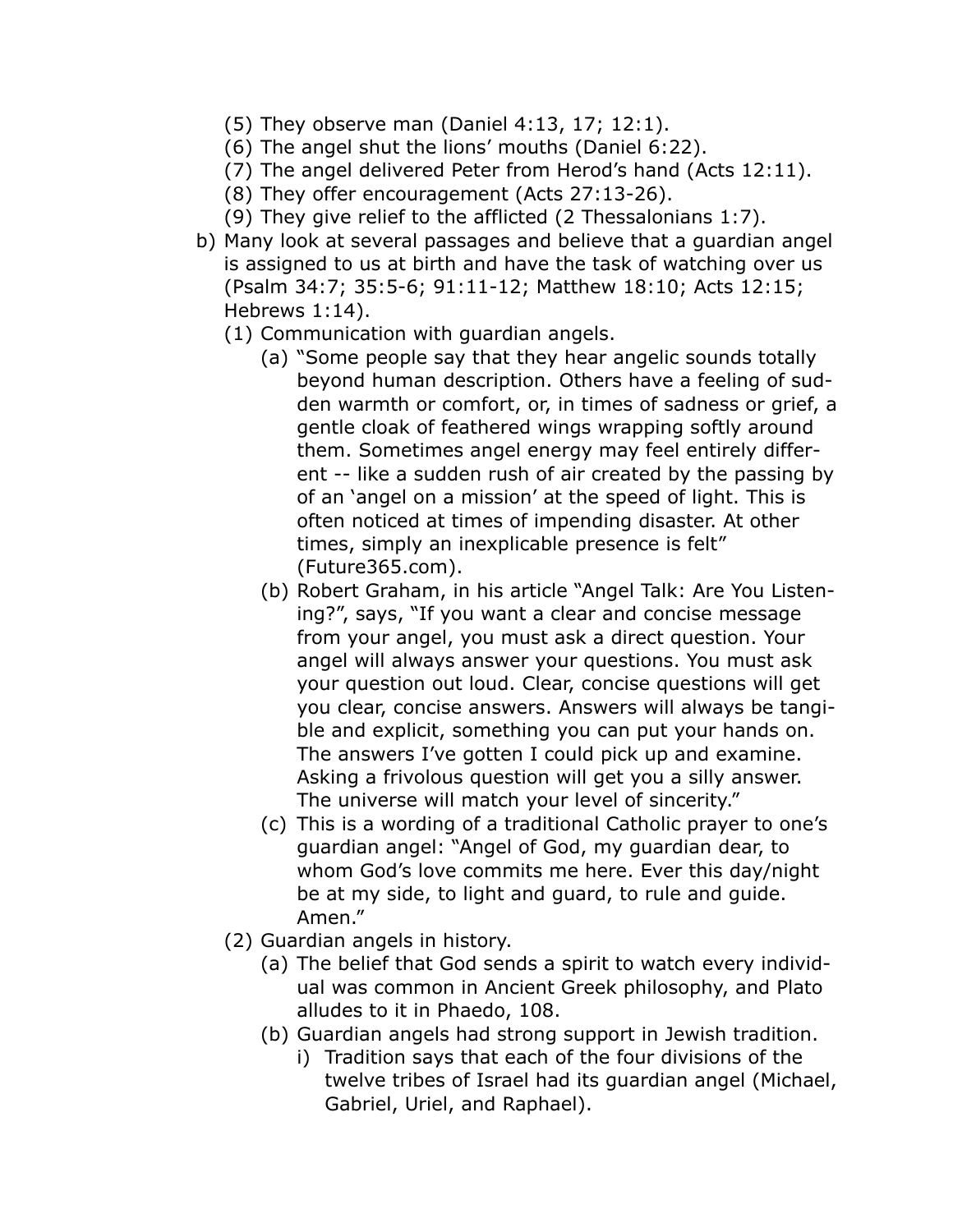(5) They observe man (Daniel 4:13, 17; 12:1).
(6) The angel shut the lions' mouths (Daniel 6:22).
(7) The angel delivered Peter from Herod's hand (Acts 12:11).
(8) They offer encouragement (Acts 27:13-26).
(9) They give relief to the afflicted (2 Thessalonians 1:7).

b) Many look at several passages and believe that a guardian angel is assigned to us at birth and have the task of watching over us (Psalm 34:7; 35:5-6; 91:11-12; Matthew 18:10; Acts 12:15; Hebrews 1:14).

   (1) Communication with guardian angels.

      (a) "Some people say that they hear angelic sounds totally beyond human description. Others have a feeling of sudden warmth or comfort, or, in times of sadness or grief, a gentle cloak of feathered wings wrapping softly around them. Sometimes angel energy may feel entirely different -- like a sudden rush of air created by the passing by of an 'angel on a mission' at the speed of light. This is often noticed at times of impending disaster. At other times, simply an inexplicable presence is felt" (Future365.com).

      (b) Robert Graham, in his article "Angel Talk: Are You Listening?", says, "If you want a clear and concise message from your angel, you must ask a direct question. Your angel will always answer your questions. You must ask your question out loud. Clear, concise questions will get you clear, concise answers. Answers will always be tangible and explicit, something you can put your hands on. The answers I've gotten I could pick up and examine. Asking a frivolous question will get you a silly answer. The universe will match your level of sincerity."

      (c) This is a wording of a traditional Catholic prayer to one's guardian angel: "Angel of God, my guardian dear, to whom God's love commits me here. Ever this day/night be at my side, to light and guard, to rule and guide. Amen."

   (2) Guardian angels in history.

      (a) The belief that God sends a spirit to watch every individual was common in Ancient Greek philosophy, and Plato alludes to it in Phaedo, 108.

      (b) Guardian angels had strong support in Jewish tradition.

         i) Tradition says that each of the four divisions of the twelve tribes of Israel had its guardian angel (Michael, Gabriel, Uriel, and Raphael).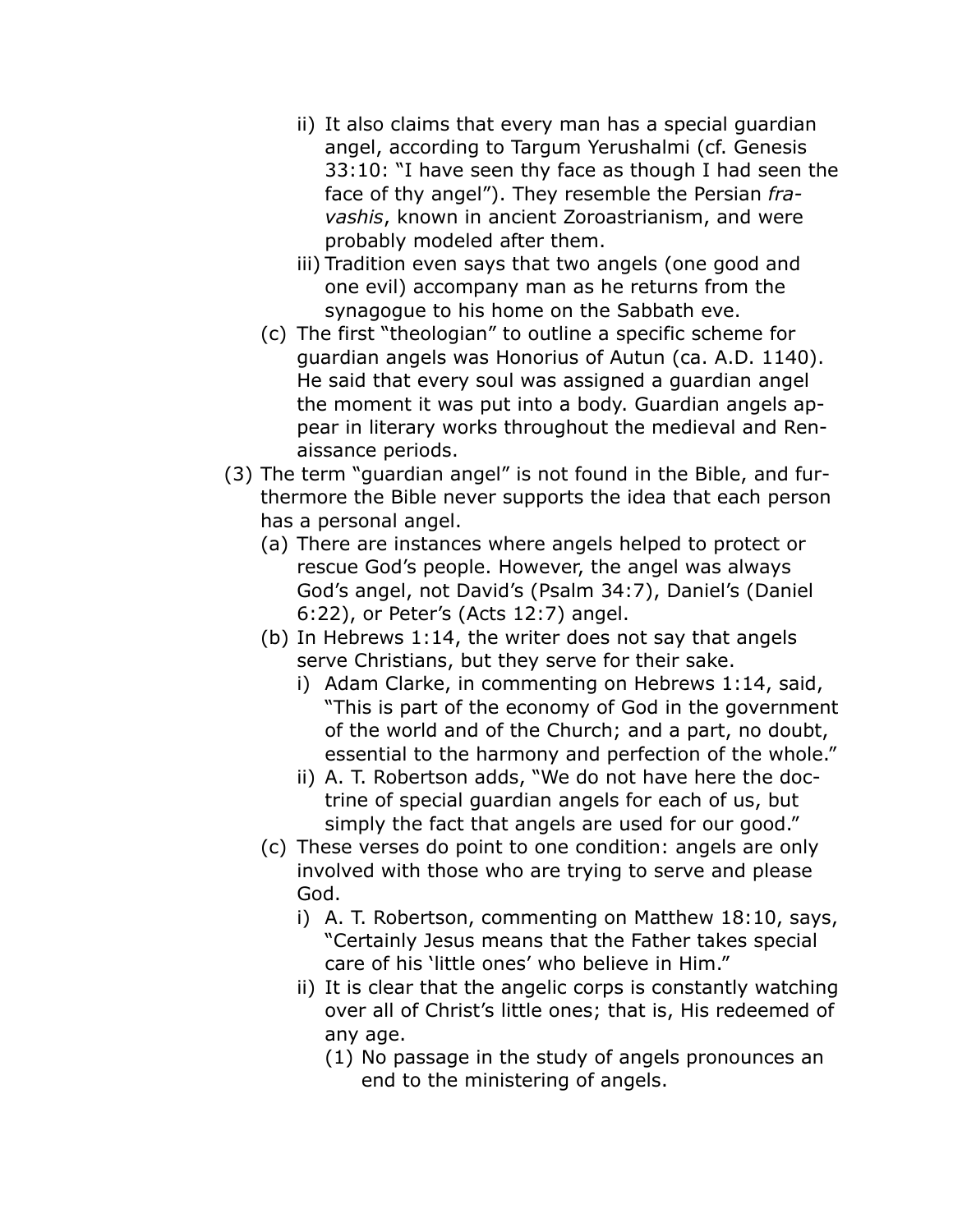- ii) It also claims that every man has a special guardian angel, according to Targum Yerushalmi (cf. Genesis 33:10: "I have seen thy face as though I had seen the face of thy angel"). They resemble the Persian *fravashis*, known in ancient Zoroastrianism, and were probably modeled after them.
   - iii) Tradition even says that two angels (one good and one evil) accompany man as he returns from the synagogue to his home on the Sabbath eve.
  - (c) The first "theologian" to outline a specific scheme for guardian angels was Honorius of Autun (ca. A.D. 1140). He said that every soul was assigned a guardian angel the moment it was put into a body. Guardian angels appear in literary works throughout the medieval and Renaissance periods.
- (3) The term "guardian angel" is not found in the Bible, and furthermore the Bible never supports the idea that each person has a personal angel.
  - (a) There are instances where angels helped to protect or rescue God's people. However, the angel was always God's angel, not David's (Psalm 34:7), Daniel's (Daniel 6:22), or Peter's (Acts 12:7) angel.
  - (b) In Hebrews 1:14, the writer does not say that angels serve Christians, but they serve for their sake.
    - i) Adam Clarke, in commenting on Hebrews 1:14, said, "This is part of the economy of God in the government of the world and of the Church; and a part, no doubt, essential to the harmony and perfection of the whole."
    - ii) A. T. Robertson adds, "We do not have here the doctrine of special guardian angels for each of us, but simply the fact that angels are used for our good."
  - (c) These verses do point to one condition: angels are only involved with those who are trying to serve and please God.
    - i) A. T. Robertson, commenting on Matthew 18:10, says, "Certainly Jesus means that the Father takes special care of his 'little ones' who believe in Him."
    - ii) It is clear that the angelic corps is constantly watching over all of Christ's little ones; that is, His redeemed of any age.
      - (1) No passage in the study of angels pronounces an end to the ministering of angels.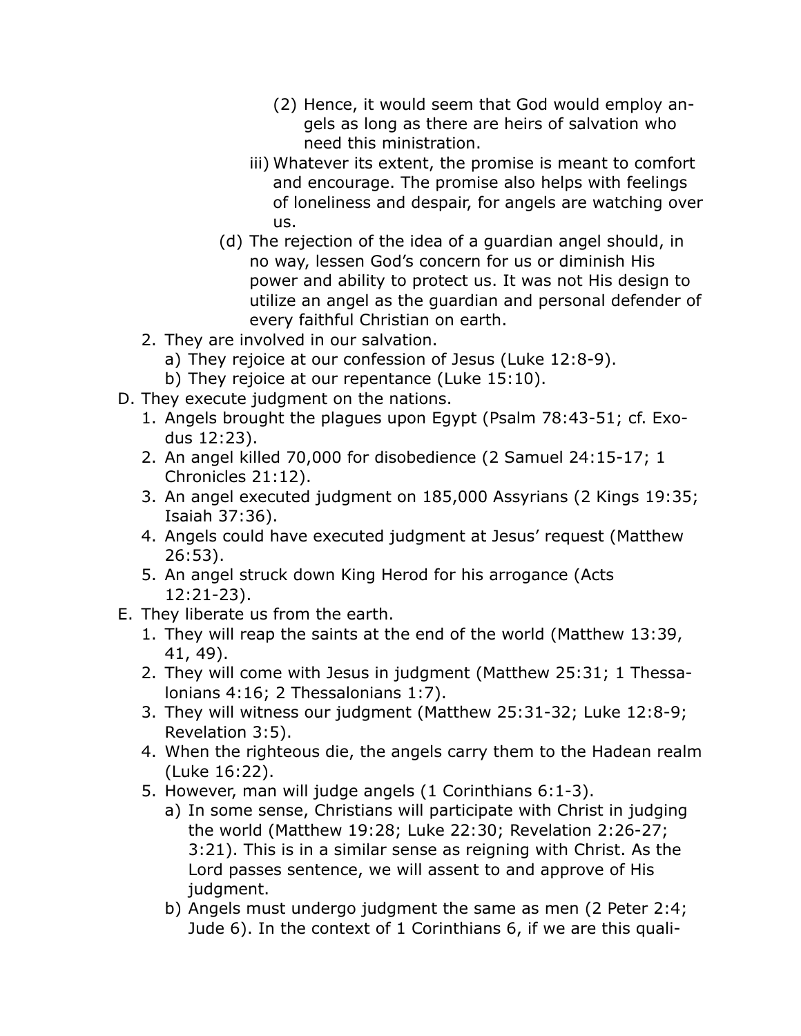(2) Hence, it would seem that God would employ angels as long as there are heirs of salvation who need this ministration.
        iii) Whatever its extent, the promise is meant to comfort and encourage. The promise also helps with feelings of loneliness and despair, for angels are watching over us.
    (d) The rejection of the idea of a guardian angel should, in no way, lessen God's concern for us or diminish His power and ability to protect us. It was not His design to utilize an angel as the guardian and personal defender of every faithful Christian on earth.

2. They are involved in our salvation.
    a) They rejoice at our confession of Jesus (Luke 12:8-9).
    b) They rejoice at our repentance (Luke 15:10).

D. They execute judgment on the nations.
1. Angels brought the plagues upon Egypt (Psalm 78:43-51; cf. Exodus 12:23).
2. An angel killed 70,000 for disobedience (2 Samuel 24:15-17; 1 Chronicles 21:12).
3. An angel executed judgment on 185,000 Assyrians (2 Kings 19:35; Isaiah 37:36).
4. Angels could have executed judgment at Jesus' request (Matthew 26:53).
5. An angel struck down King Herod for his arrogance (Acts 12:21-23).

E. They liberate us from the earth.
1. They will reap the saints at the end of the world (Matthew 13:39, 41, 49).
2. They will come with Jesus in judgment (Matthew 25:31; 1 Thessalonians 4:16; 2 Thessalonians 1:7).
3. They will witness our judgment (Matthew 25:31-32; Luke 12:8-9; Revelation 3:5).
4. When the righteous die, the angels carry them to the Hadean realm (Luke 16:22).
5. However, man will judge angels (1 Corinthians 6:1-3).
    a) In some sense, Christians will participate with Christ in judging the world (Matthew 19:28; Luke 22:30; Revelation 2:26-27; 3:21). This is in a similar sense as reigning with Christ. As the Lord passes sentence, we will assent to and approve of His judgment.
    b) Angels must undergo judgment the same as men (2 Peter 2:4; Jude 6). In the context of 1 Corinthians 6, if we are this quali-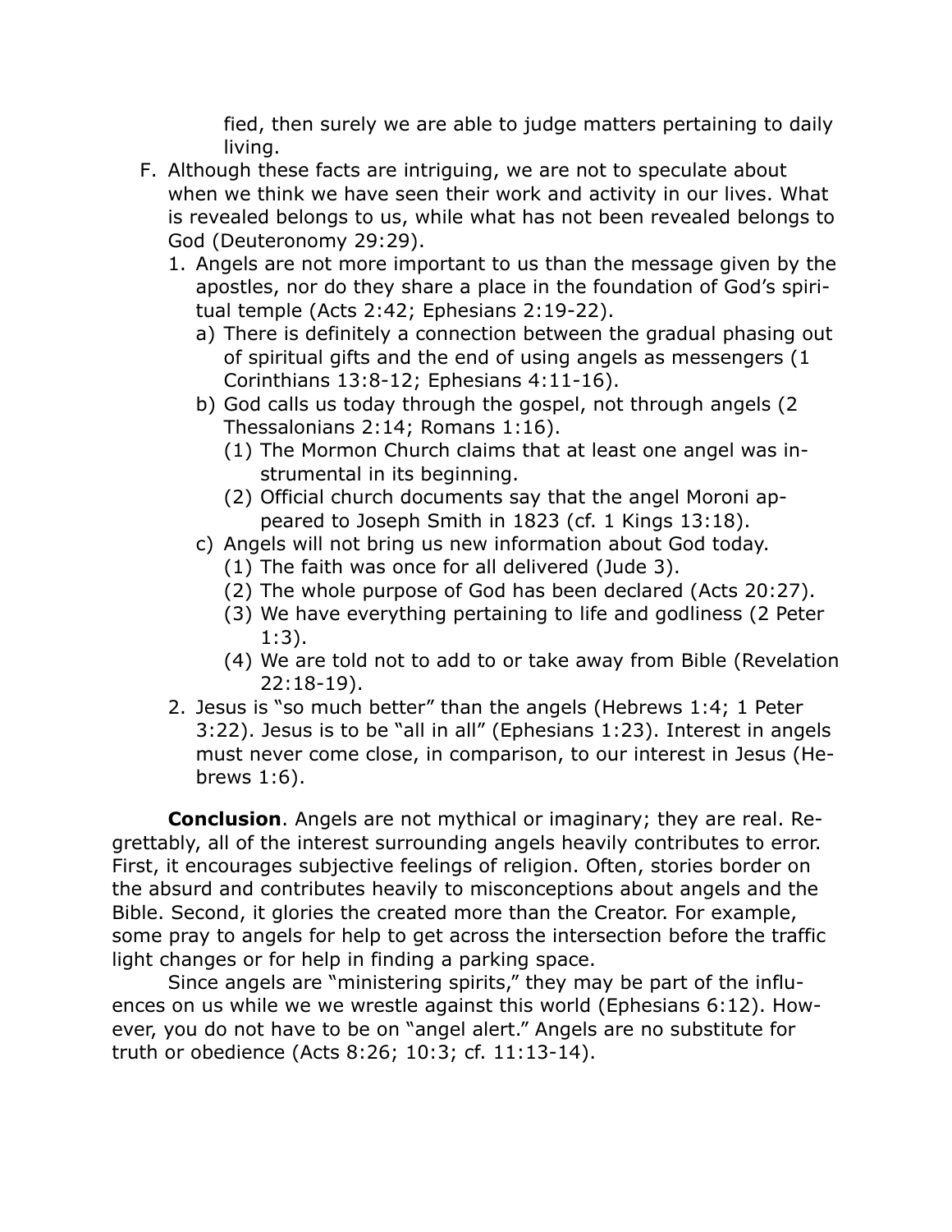fied, then surely we are able to judge matters pertaining to daily living.

F. Although these facts are intriguing, we are not to speculate about when we think we have seen their work and activity in our lives. What is revealed belongs to us, while what has not been revealed belongs to God (Deuteronomy 29:29).
   1. Angels are not more important to us than the message given by the apostles, nor do they share a place in the foundation of God's spiritual temple (Acts 2:42; Ephesians 2:19-22).
      a) There is definitely a connection between the gradual phasing out of spiritual gifts and the end of using angels as messengers (1 Corinthians 13:8-12; Ephesians 4:11-16).
      b) God calls us today through the gospel, not through angels (2 Thessalonians 2:14; Romans 1:16).
         (1) The Mormon Church claims that at least one angel was instrumental in its beginning.
         (2) Official church documents say that the angel Moroni appeared to Joseph Smith in 1823 (cf. 1 Kings 13:18).
      c) Angels will not bring us new information about God today.
         (1) The faith was once for all delivered (Jude 3).
         (2) The whole purpose of God has been declared (Acts 20:27).
         (3) We have everything pertaining to life and godliness (2 Peter 1:3).
         (4) We are told not to add to or take away from Bible (Revelation 22:18-19).
   2. Jesus is "so much better" than the angels (Hebrews 1:4; 1 Peter 3:22). Jesus is to be "all in all" (Ephesians 1:23). Interest in angels must never come close, in comparison, to our interest in Jesus (Hebrews 1:6).

**Conclusion**. Angels are not mythical or imaginary; they are real. Regrettably, all of the interest surrounding angels heavily contributes to error. First, it encourages subjective feelings of religion. Often, stories border on the absurd and contributes heavily to misconceptions about angels and the Bible. Second, it glories the created more than the Creator. For example, some pray to angels for help to get across the intersection before the traffic light changes or for help in finding a parking space.

Since angels are "ministering spirits," they may be part of the influences on us while we we wrestle against this world (Ephesians 6:12). However, you do not have to be on "angel alert." Angels are no substitute for truth or obedience (Acts 8:26; 10:3; cf. 11:13-14).